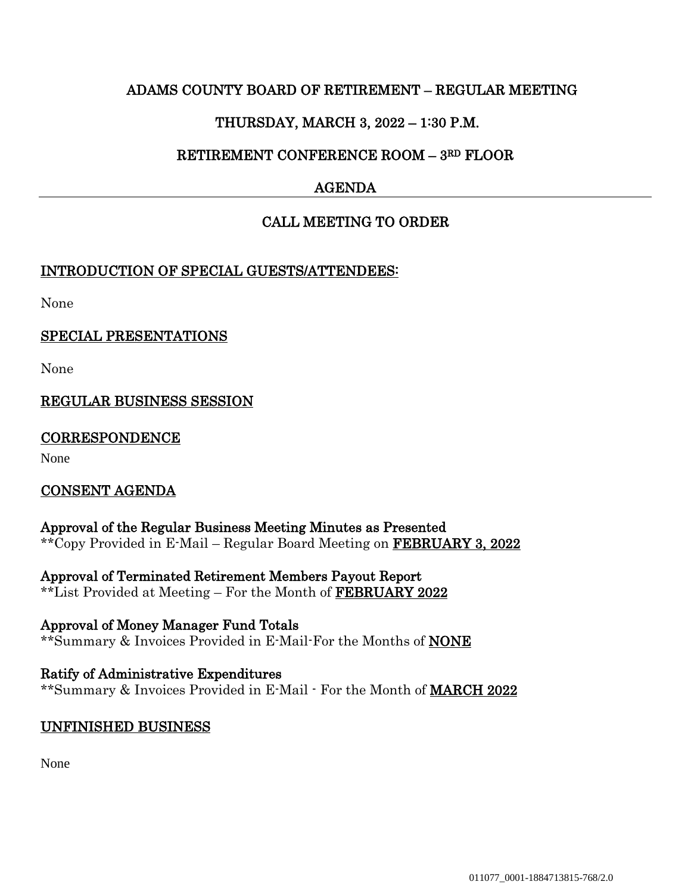# ADAMS COUNTY BOARD OF RETIREMENT – REGULAR MEETING

## THURSDAY, MARCH 3, 2022 – 1:30 P.M.

## RETIREMENT CONFERENCE ROOM – 3RD FLOOR

## AGENDA

---

## CALL MEETING TO ORDER

### INTRODUCTION OF SPECIAL GUESTS/ATTENDEES:

None

### SPECIAL PRESENTATIONS

None

### REGULAR BUSINESS SESSION

### CORRESPONDENCE

None

### CONSENT AGENDA

**Approval of the Regular Business Meeting Minutes as Presented**
**Copy Provided in E-Mail – Regular Board Meeting on **FEBRUARY 3, 2022**

**Approval of Terminated Retirement Members Payout Report**
**List Provided at Meeting – For the Month of **FEBRUARY 2022**

**Approval of Money Manager Fund Totals**
**Summary & Invoices Provided in E-Mail-For the Months of **NONE**

**Ratify of Administrative Expenditures**
**Summary & Invoices Provided in E-Mail - For the Month of **MARCH 2022**

### UNFINISHED BUSINESS

None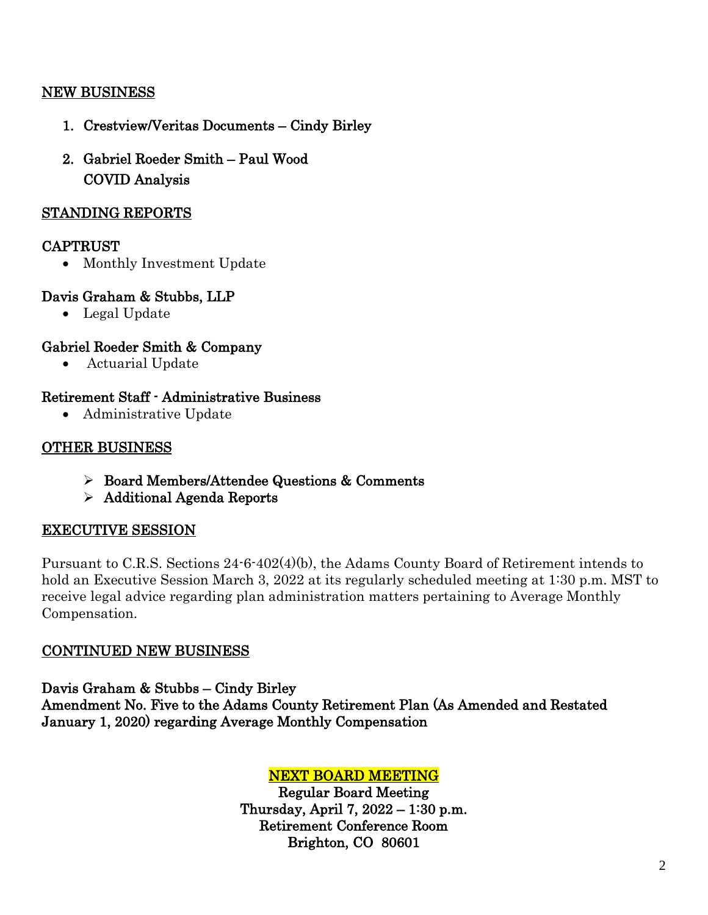## NEW BUSINESS

1. **Crestview/Veritas Documents – Cindy Birley**

2. **Gabriel Roeder Smith – Paul Wood**
   **COVID Analysis**

## STANDING REPORTS

### CAPTRUST

- Monthly Investment Update

### Davis Graham & Stubbs, LLP

- Legal Update

### Gabriel Roeder Smith & Company

- Actuarial Update

### Retirement Staff - Administrative Business

- Administrative Update

## OTHER BUSINESS

- **Board Members/Attendee Questions & Comments**
- **Additional Agenda Reports**

## EXECUTIVE SESSION

Pursuant to C.R.S. Sections 24-6-402(4)(b), the Adams County Board of Retirement intends to hold an Executive Session March 3, 2022 at its regularly scheduled meeting at 1:30 p.m. MST to receive legal advice regarding plan administration matters pertaining to Average Monthly Compensation.

## CONTINUED NEW BUSINESS

**Davis Graham & Stubbs – Cindy Birley**
**Amendment No. Five to the Adams County Retirement Plan (As Amended and Restated January 1, 2020) regarding Average Monthly Compensation**

**NEXT BOARD MEETING**

**Regular Board Meeting**
**Thursday, April 7, 2022 – 1:30 p.m.**
**Retirement Conference Room**
**Brighton, CO 80601**